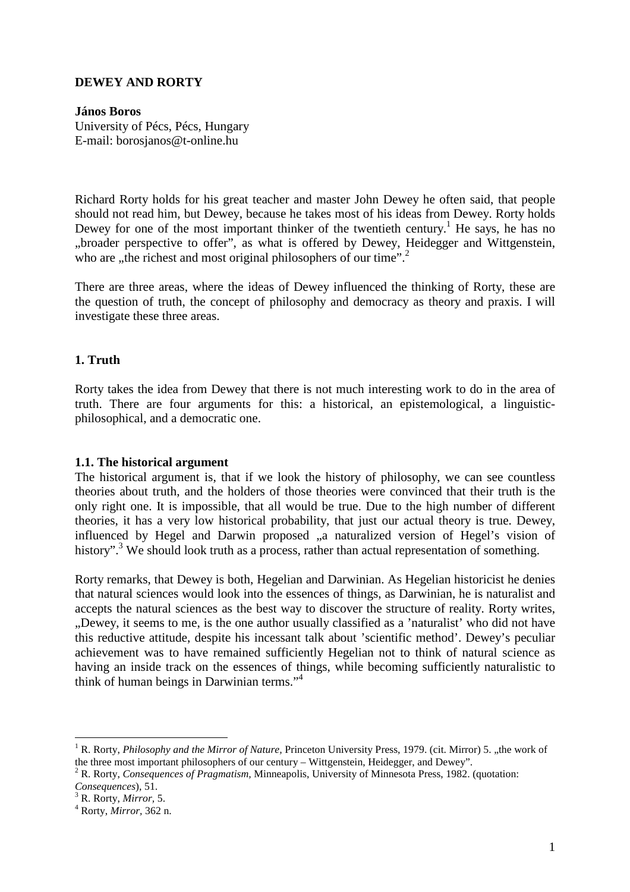**DEWEY AND RORTY**

**János Boros**
University of Pécs, Pécs, Hungary
E-mail: borosjanos@t-online.hu

Richard Rorty holds for his great teacher and master John Dewey he often said, that people should not read him, but Dewey, because he takes most of his ideas from Dewey. Rorty holds Dewey for one of the most important thinker of the twentieth century.[1] He says, he has no „broader perspective to offer", as what is offered by Dewey, Heidegger and Wittgenstein, who are „the richest and most original philosophers of our time".[2]

There are three areas, where the ideas of Dewey influenced the thinking of Rorty, these are the question of truth, the concept of philosophy and democracy as theory and praxis. I will investigate these three areas.

## 1. Truth

Rorty takes the idea from Dewey that there is not much interesting work to do in the area of truth. There are four arguments for this: a historical, an epistemological, a linguistic-philosophical, and a democratic one.

### 1.1. The historical argument

The historical argument is, that if we look the history of philosophy, we can see countless theories about truth, and the holders of those theories were convinced that their truth is the only right one. It is impossible, that all would be true. Due to the high number of different theories, it has a very low historical probability, that just our actual theory is true. Dewey, influenced by Hegel and Darwin proposed „a naturalized version of Hegel's vision of history".[3] We should look truth as a process, rather than actual representation of something.

Rorty remarks, that Dewey is both, Hegelian and Darwinian. As Hegelian historicist he denies that natural sciences would look into the essences of things, as Darwinian, he is naturalist and accepts the natural sciences as the best way to discover the structure of reality. Rorty writes, „Dewey, it seems to me, is the one author usually classified as a 'naturalist' who did not have this reductive attitude, despite his incessant talk about 'scientific method'. Dewey's peculiar achievement was to have remained sufficiently Hegelian not to think of natural science as having an inside track on the essences of things, while becoming sufficiently naturalistic to think of human beings in Darwinian terms."[4]

---

[1] R. Rorty, *Philosophy and the Mirror of Nature*, Princeton University Press, 1979. (cit. Mirror) 5. „the work of the three most important philosophers of our century – Wittgenstein, Heidegger, and Dewey".

[2] R. Rorty, *Consequences of Pragmatism*, Minneapolis, University of Minnesota Press, 1982. (quotation: *Consequences*), 51.

[3] R. Rorty, *Mirror*, 5.

[4] Rorty, *Mirror*, 362 n.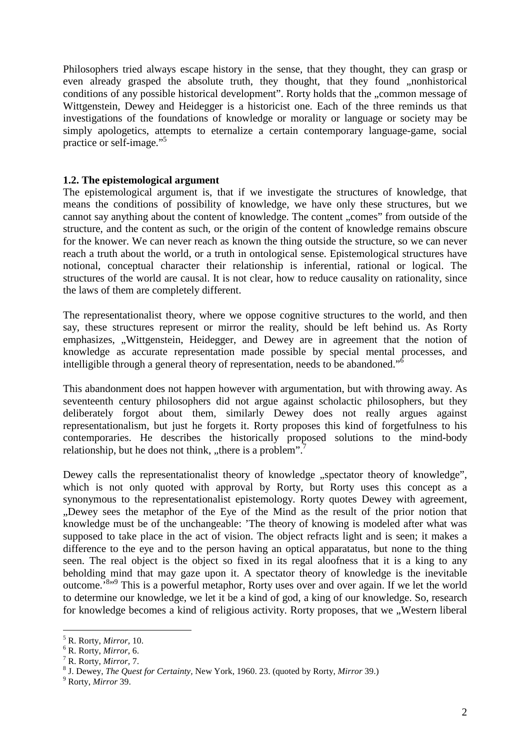Philosophers tried always escape history in the sense, that they thought, they can grasp or even already grasped the absolute truth, they thought, that they found „nonhistorical conditions of any possible historical development". Rorty holds that the „common message of Wittgenstein, Dewey and Heidegger is a historicist one. Each of the three reminds us that investigations of the foundations of knowledge or morality or language or society may be simply apologetics, attempts to eternalize a certain contemporary language-game, social practice or self-image."[5]

**1.2. The epistemological argument**

The epistemological argument is, that if we investigate the structures of knowledge, that means the conditions of possibility of knowledge, we have only these structures, but we cannot say anything about the content of knowledge. The content „comes" from outside of the structure, and the content as such, or the origin of the content of knowledge remains obscure for the knower. We can never reach as known the thing outside the structure, so we can never reach a truth about the world, or a truth in ontological sense. Epistemological structures have notional, conceptual character their relationship is inferential, rational or logical. The structures of the world are causal. It is not clear, how to reduce causality on rationality, since the laws of them are completely different.

The representationalist theory, where we oppose cognitive structures to the world, and then say, these structures represent or mirror the reality, should be left behind us. As Rorty emphasizes, „Wittgenstein, Heidegger, and Dewey are in agreement that the notion of knowledge as accurate representation made possible by special mental processes, and intelligible through a general theory of representation, needs to be abandoned."[6]

This abandonment does not happen however with argumentation, but with throwing away. As seventeenth century philosophers did not argue against scholactic philosophers, but they deliberately forgot about them, similarly Dewey does not really argues against representationalism, but just he forgets it. Rorty proposes this kind of forgetfulness to his contemporaries. He describes the historically proposed solutions to the mind-body relationship, but he does not think, „there is a problem".[7]

Dewey calls the representationalist theory of knowledge „spectator theory of knowledge", which is not only quoted with approval by Rorty, but Rorty uses this concept as a synonymous to the representationalist epistemology. Rorty quotes Dewey with agreement, „Dewey sees the metaphor of the Eye of the Mind as the result of the prior notion that knowledge must be of the unchangeable: 'The theory of knowing is modeled after what was supposed to take place in the act of vision. The object refracts light and is seen; it makes a difference to the eye and to the person having an optical apparatatus, but none to the thing seen. The real object is the object so fixed in its regal aloofness that it is a king to any beholding mind that may gaze upon it. A spectator theory of knowledge is the inevitable outcome.'[8]"[9] This is a powerful metaphor, Rorty uses over and over again. If we let the world to determine our knowledge, we let it be a kind of god, a king of our knowledge. So, research for knowledge becomes a kind of religious activity. Rorty proposes, that we „Western liberal

---

[5] R. Rorty, *Mirror*, 10.

[6] R. Rorty, *Mirror*, 6.

[7] R. Rorty, *Mirror*, 7.

[8] J. Dewey, *The Quest for Certainty,* New York, 1960. 23. (quoted by Rorty, *Mirror* 39.)

[9] Rorty, *Mirror* 39.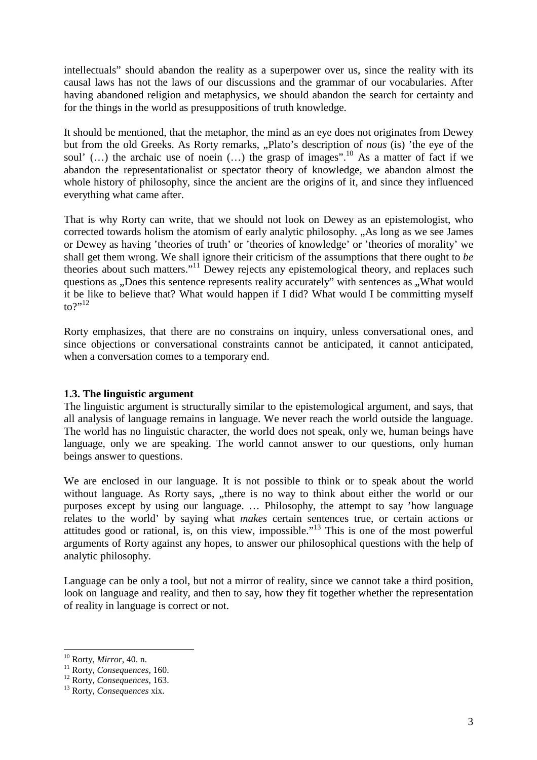intellectuals" should abandon the reality as a superpower over us, since the reality with its causal laws has not the laws of our discussions and the grammar of our vocabularies. After having abandoned religion and metaphysics, we should abandon the search for certainty and for the things in the world as presuppositions of truth knowledge.

It should be mentioned, that the metaphor, the mind as an eye does not originates from Dewey but from the old Greeks. As Rorty remarks, „Plato's description of *nous* (is) 'the eye of the soul' (…) the archaic use of noein (…) the grasp of images".[10] As a matter of fact if we abandon the representationalist or spectator theory of knowledge, we abandon almost the whole history of philosophy, since the ancient are the origins of it, and since they influenced everything what came after.

That is why Rorty can write, that we should not look on Dewey as an epistemologist, who corrected towards holism the atomism of early analytic philosophy. „As long as we see James or Dewey as having 'theories of truth' or 'theories of knowledge' or 'theories of morality' we shall get them wrong. We shall ignore their criticism of the assumptions that there ought to *be* theories about such matters."[11] Dewey rejects any epistemological theory, and replaces such questions as „Does this sentence represents reality accurately" with sentences as „What would it be like to believe that? What would happen if I did? What would I be committing myself to?"[12]

Rorty emphasizes, that there are no constrains on inquiry, unless conversational ones, and since objections or conversational constraints cannot be anticipated, it cannot anticipated, when a conversation comes to a temporary end.

### 1.3. The linguistic argument

The linguistic argument is structurally similar to the epistemological argument, and says, that all analysis of language remains in language. We never reach the world outside the language. The world has no linguistic character, the world does not speak, only we, human beings have language, only we are speaking. The world cannot answer to our questions, only human beings answer to questions.

We are enclosed in our language. It is not possible to think or to speak about the world without language. As Rorty says, „there is no way to think about either the world or our purposes except by using our language. … Philosophy, the attempt to say 'how language relates to the world' by saying what *makes* certain sentences true, or certain actions or attitudes good or rational, is, on this view, impossible."[13] This is one of the most powerful arguments of Rorty against any hopes, to answer our philosophical questions with the help of analytic philosophy.

Language can be only a tool, but not a mirror of reality, since we cannot take a third position, look on language and reality, and then to say, how they fit together whether the representation of reality in language is correct or not.

---

[10] Rorty, *Mirror*, 40. n.

[11] Rorty, *Consequences*, 160.

[12] Rorty, *Consequences*, 163.

[13] Rorty, *Consequences* xix.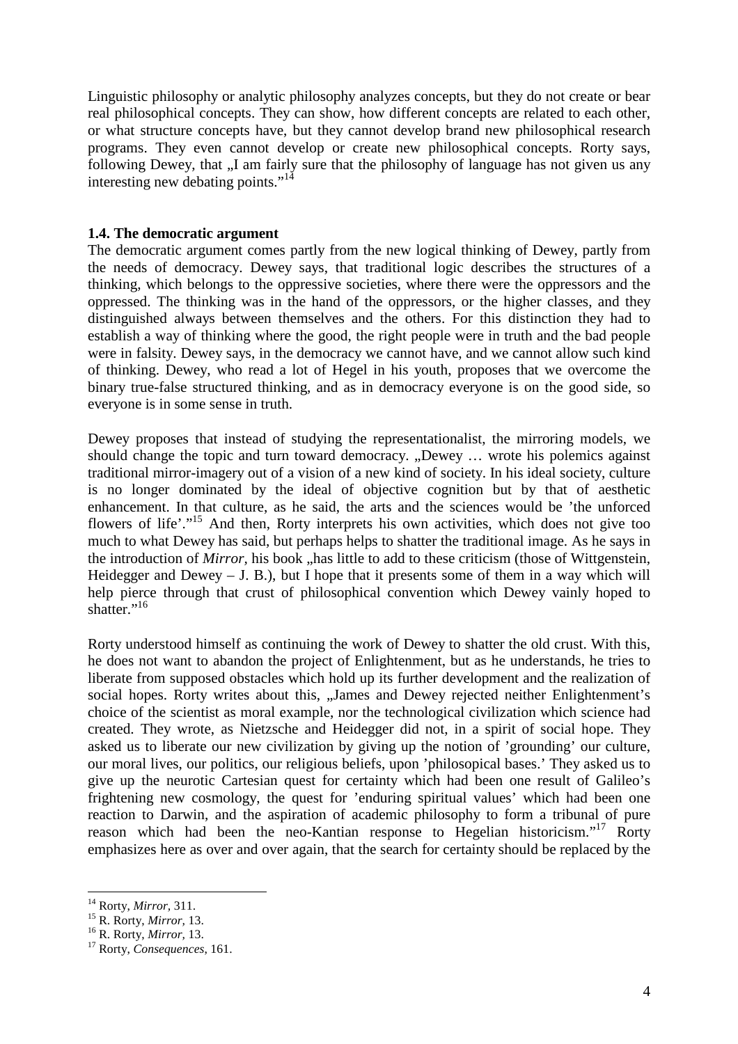Linguistic philosophy or analytic philosophy analyzes concepts, but they do not create or bear real philosophical concepts. They can show, how different concepts are related to each other, or what structure concepts have, but they cannot develop brand new philosophical research programs. They even cannot develop or create new philosophical concepts. Rorty says, following Dewey, that „I am fairly sure that the philosophy of language has not given us any interesting new debating points."[14]

### 1.4. The democratic argument

The democratic argument comes partly from the new logical thinking of Dewey, partly from the needs of democracy. Dewey says, that traditional logic describes the structures of a thinking, which belongs to the oppressive societies, where there were the oppressors and the oppressed. The thinking was in the hand of the oppressors, or the higher classes, and they distinguished always between themselves and the others. For this distinction they had to establish a way of thinking where the good, the right people were in truth and the bad people were in falsity. Dewey says, in the democracy we cannot have, and we cannot allow such kind of thinking. Dewey, who read a lot of Hegel in his youth, proposes that we overcome the binary true-false structured thinking, and as in democracy everyone is on the good side, so everyone is in some sense in truth.

Dewey proposes that instead of studying the representationalist, the mirroring models, we should change the topic and turn toward democracy. „Dewey … wrote his polemics against traditional mirror-imagery out of a vision of a new kind of society. In his ideal society, culture is no longer dominated by the ideal of objective cognition but by that of aesthetic enhancement. In that culture, as he said, the arts and the sciences would be 'the unforced flowers of life'."[15] And then, Rorty interprets his own activities, which does not give too much to what Dewey has said, but perhaps helps to shatter the traditional image. As he says in the introduction of *Mirror*, his book „has little to add to these criticism (those of Wittgenstein, Heidegger and Dewey – J. B.), but I hope that it presents some of them in a way which will help pierce through that crust of philosophical convention which Dewey vainly hoped to shatter."[16]

Rorty understood himself as continuing the work of Dewey to shatter the old crust. With this, he does not want to abandon the project of Enlightenment, but as he understands, he tries to liberate from supposed obstacles which hold up its further development and the realization of social hopes. Rorty writes about this, „James and Dewey rejected neither Enlightenment's choice of the scientist as moral example, nor the technological civilization which science had created. They wrote, as Nietzsche and Heidegger did not, in a spirit of social hope. They asked us to liberate our new civilization by giving up the notion of 'grounding' our culture, our moral lives, our politics, our religious beliefs, upon 'philosopical bases.' They asked us to give up the neurotic Cartesian quest for certainty which had been one result of Galileo's frightening new cosmology, the quest for 'enduring spiritual values' which had been one reaction to Darwin, and the aspiration of academic philosophy to form a tribunal of pure reason which had been the neo-Kantian response to Hegelian historicism."[17] Rorty emphasizes here as over and over again, that the search for certainty should be replaced by the

---

[14] Rorty, *Mirror*, 311.

[15] R. Rorty, *Mirror*, 13.

[16] R. Rorty, *Mirror*, 13.

[17] Rorty, *Consequences*, 161.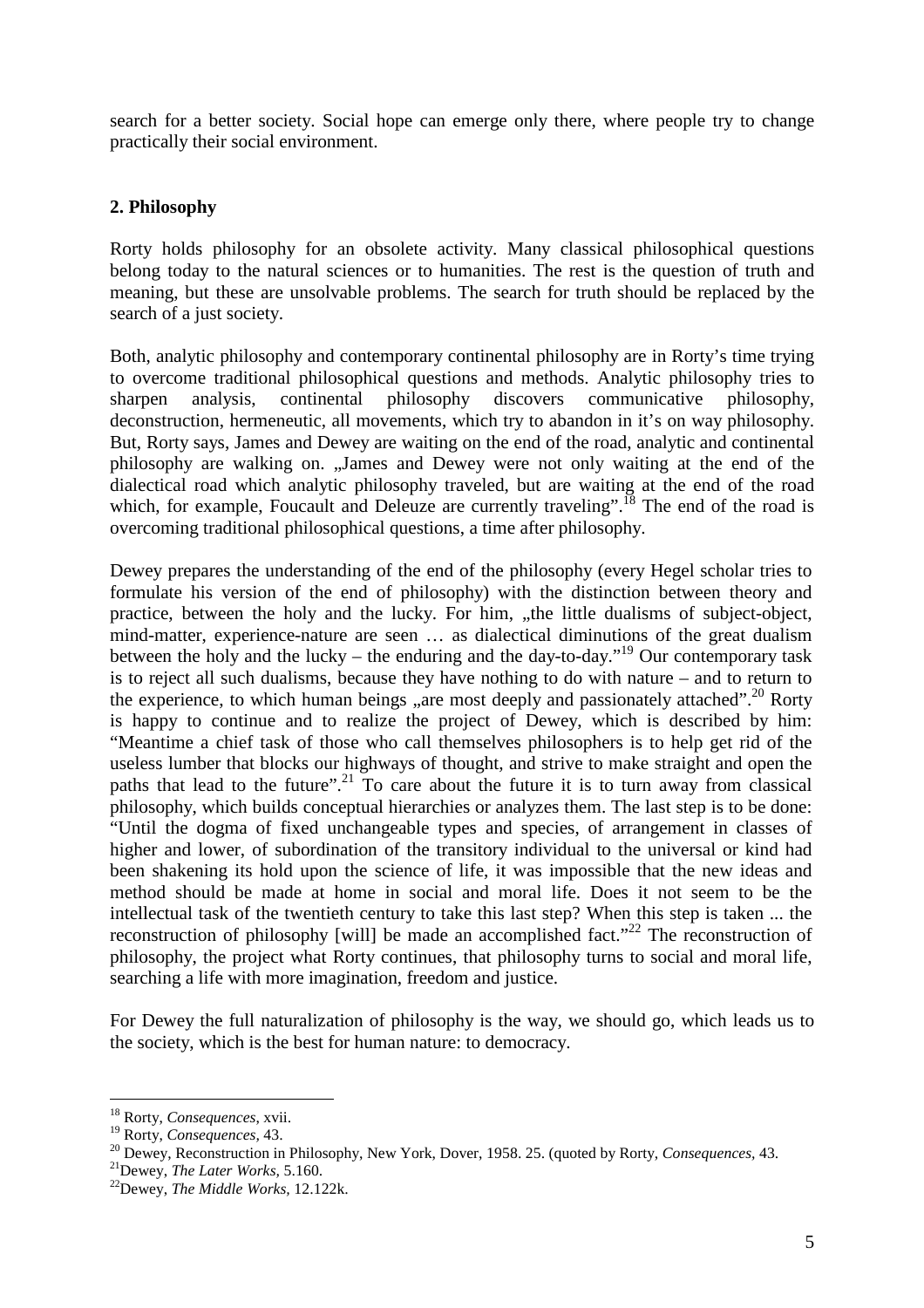search for a better society. Social hope can emerge only there, where people try to change practically their social environment.

## 2. Philosophy

Rorty holds philosophy for an obsolete activity. Many classical philosophical questions belong today to the natural sciences or to humanities. The rest is the question of truth and meaning, but these are unsolvable problems. The search for truth should be replaced by the search of a just society.

Both, analytic philosophy and contemporary continental philosophy are in Rorty's time trying to overcome traditional philosophical questions and methods. Analytic philosophy tries to sharpen analysis, continental philosophy discovers communicative philosophy, deconstruction, hermeneutic, all movements, which try to abandon in it's on way philosophy. But, Rorty says, James and Dewey are waiting on the end of the road, analytic and continental philosophy are walking on. „James and Dewey were not only waiting at the end of the dialectical road which analytic philosophy traveled, but are waiting at the end of the road which, for example, Foucault and Deleuze are currently traveling".[18] The end of the road is overcoming traditional philosophical questions, a time after philosophy.

Dewey prepares the understanding of the end of the philosophy (every Hegel scholar tries to formulate his version of the end of philosophy) with the distinction between theory and practice, between the holy and the lucky. For him, „the little dualisms of subject-object, mind-matter, experience-nature are seen … as dialectical diminutions of the great dualism between the holy and the lucky – the enduring and the day-to-day."[19] Our contemporary task is to reject all such dualisms, because they have nothing to do with nature – and to return to the experience, to which human beings „are most deeply and passionately attached".[20] Rorty is happy to continue and to realize the project of Dewey, which is described by him: "Meantime a chief task of those who call themselves philosophers is to help get rid of the useless lumber that blocks our highways of thought, and strive to make straight and open the paths that lead to the future".[21] To care about the future it is to turn away from classical philosophy, which builds conceptual hierarchies or analyzes them. The last step is to be done: "Until the dogma of fixed unchangeable types and species, of arrangement in classes of higher and lower, of subordination of the transitory individual to the universal or kind had been shakening its hold upon the science of life, it was impossible that the new ideas and method should be made at home in social and moral life. Does it not seem to be the intellectual task of the twentieth century to take this last step? When this step is taken ... the reconstruction of philosophy [will] be made an accomplished fact."[22] The reconstruction of philosophy, the project what Rorty continues, that philosophy turns to social and moral life, searching a life with more imagination, freedom and justice.

For Dewey the full naturalization of philosophy is the way, we should go, which leads us to the society, which is the best for human nature: to democracy.

---

[18] Rorty, *Consequences*, xvii.
[19] Rorty, *Consequences*, 43.
[20] Dewey, Reconstruction in Philosophy, New York, Dover, 1958. 25. (quoted by Rorty, *Consequences*, 43.
[21] Dewey, *The Later Works*, 5.160.
[22] Dewey, *The Middle Works*, 12.122k.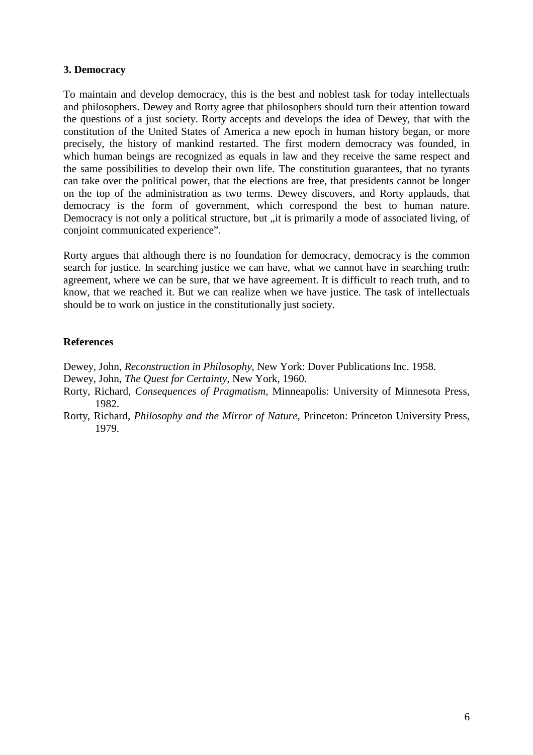### 3. Democracy

To maintain and develop democracy, this is the best and noblest task for today intellectuals and philosophers. Dewey and Rorty agree that philosophers should turn their attention toward the questions of a just society. Rorty accepts and develops the idea of Dewey, that with the constitution of the United States of America a new epoch in human history began, or more precisely, the history of mankind restarted. The first modern democracy was founded, in which human beings are recognized as equals in law and they receive the same respect and the same possibilities to develop their own life. The constitution guarantees, that no tyrants can take over the political power, that the elections are free, that presidents cannot be longer on the top of the administration as two terms. Dewey discovers, and Rorty applauds, that democracy is the form of government, which correspond the best to human nature. Democracy is not only a political structure, but „it is primarily a mode of associated living, of conjoint communicated experience".

Rorty argues that although there is no foundation for democracy, democracy is the common search for justice. In searching justice we can have, what we cannot have in searching truth: agreement, where we can be sure, that we have agreement. It is difficult to reach truth, and to know, that we reached it. But we can realize when we have justice. The task of intellectuals should be to work on justice in the constitutionally just society.

### References

Dewey, John, *Reconstruction in Philosophy*, New York: Dover Publications Inc. 1958.

Dewey, John, *The Quest for Certainty,* New York, 1960.

Rorty, Richard, *Consequences of Pragmatism*, Minneapolis: University of Minnesota Press, 1982.

Rorty, Richard, *Philosophy and the Mirror of Nature,* Princeton: Princeton University Press, 1979.